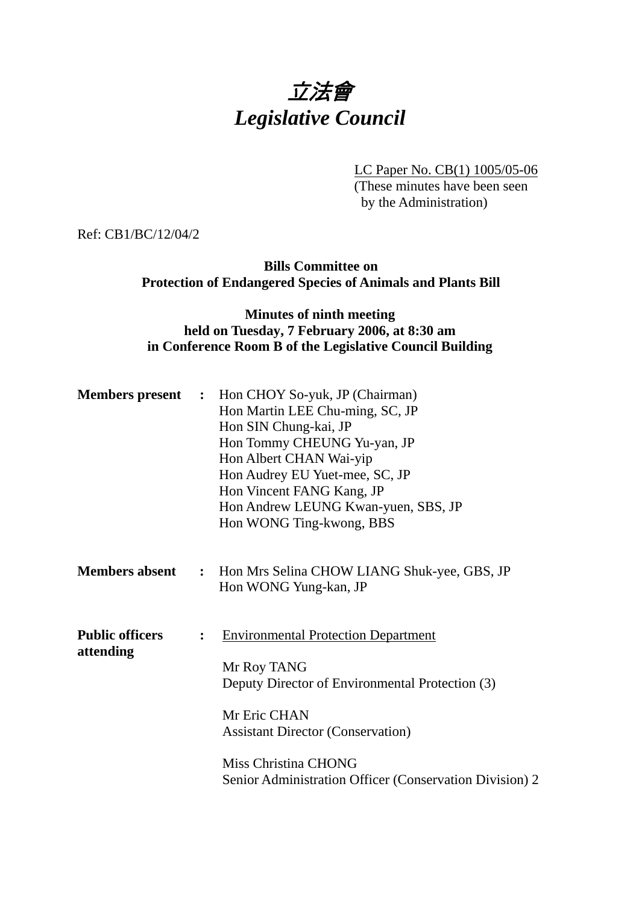# *立法會*
# *Legislative Council*

LC Paper No. CB(1) 1005/05-06
(These minutes have been seen by the Administration)

Ref: CB1/BC/12/04/2

**Bills Committee on**
**Protection of Endangered Species of Animals and Plants Bill**

**Minutes of ninth meeting**
**held on Tuesday, 7 February 2006, at 8:30 am**
**in Conference Room B of the Legislative Council Building**

**Members present :**
Hon CHOY So-yuk, JP (Chairman)
Hon Martin LEE Chu-ming, SC, JP
Hon SIN Chung-kai, JP
Hon Tommy CHEUNG Yu-yan, JP
Hon Albert CHAN Wai-yip
Hon Audrey EU Yuet-mee, SC, JP
Hon Vincent FANG Kang, JP
Hon Andrew LEUNG Kwan-yuen, SBS, JP
Hon WONG Ting-kwong, BBS

**Members absent :**
Hon Mrs Selina CHOW LIANG Shuk-yee, GBS, JP
Hon WONG Yung-kan, JP

**Public officers attending :**
Environmental Protection Department

Mr Roy TANG
Deputy Director of Environmental Protection (3)

Mr Eric CHAN
Assistant Director (Conservation)

Miss Christina CHONG
Senior Administration Officer (Conservation Division) 2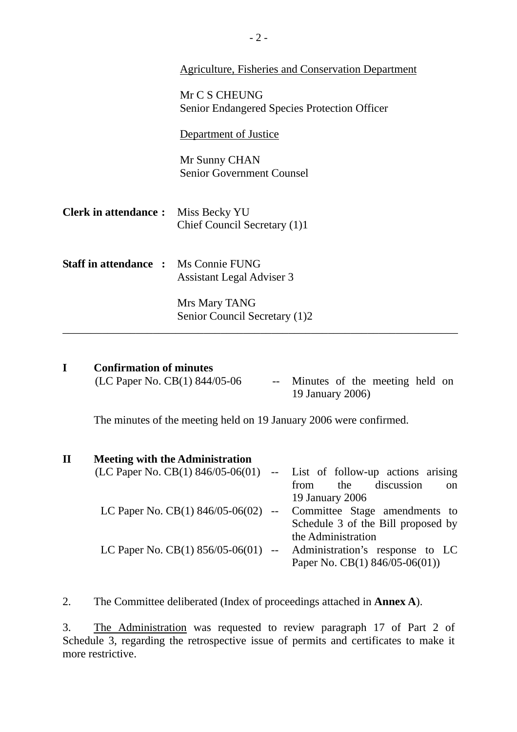Agriculture, Fisheries and Conservation Department

Mr C S CHEUNG
Senior Endangered Species Protection Officer

Department of Justice

Mr Sunny CHAN
Senior Government Counsel

**Clerk in attendance :** Miss Becky YU
Chief Council Secretary (1)1

**Staff in attendance :** Ms Connie FUNG
Assistant Legal Adviser 3

Mrs Mary TANG
Senior Council Secretary (1)2

---

## I Confirmation of minutes

(LC Paper No. CB(1) 844/05-06 -- Minutes of the meeting held on 19 January 2006)

The minutes of the meeting held on 19 January 2006 were confirmed.

## II Meeting with the Administration

(LC Paper No. CB(1) 846/05-06(01) -- List of follow-up actions arising from the discussion on 19 January 2006

LC Paper No. CB(1) 846/05-06(02) -- Committee Stage amendments to Schedule 3 of the Bill proposed by the Administration

LC Paper No. CB(1) 856/05-06(01) -- Administration's response to LC Paper No. CB(1) 846/05-06(01))

2. The Committee deliberated (Index of proceedings attached in **Annex A**).

3. The Administration was requested to review paragraph 17 of Part 2 of Schedule 3, regarding the retrospective issue of permits and certificates to make it more restrictive.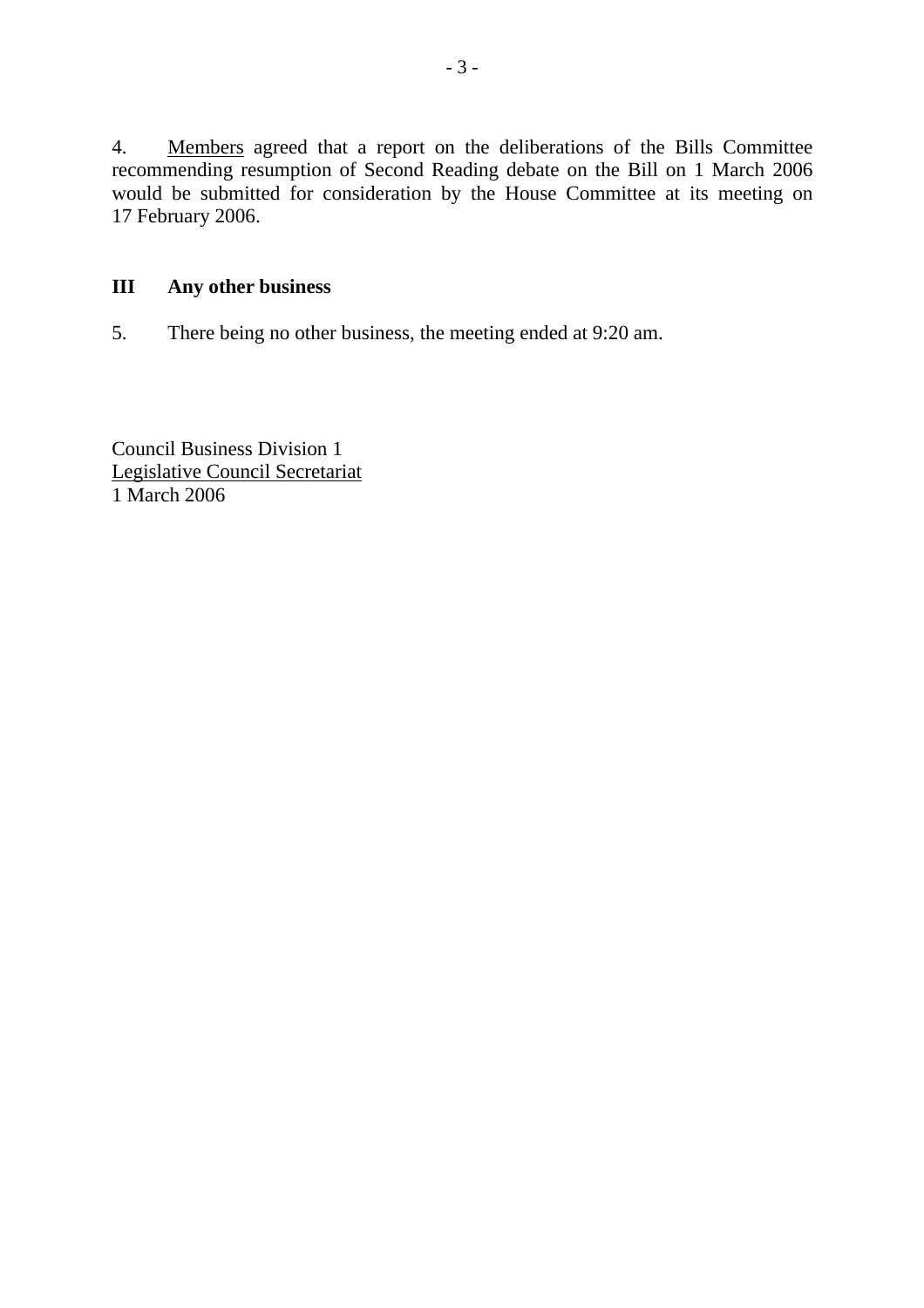4. Members agreed that a report on the deliberations of the Bills Committee recommending resumption of Second Reading debate on the Bill on 1 March 2006 would be submitted for consideration by the House Committee at its meeting on 17 February 2006.

## III Any other business

5. There being no other business, the meeting ended at 9:20 am.

Council Business Division 1
Legislative Council Secretariat
1 March 2006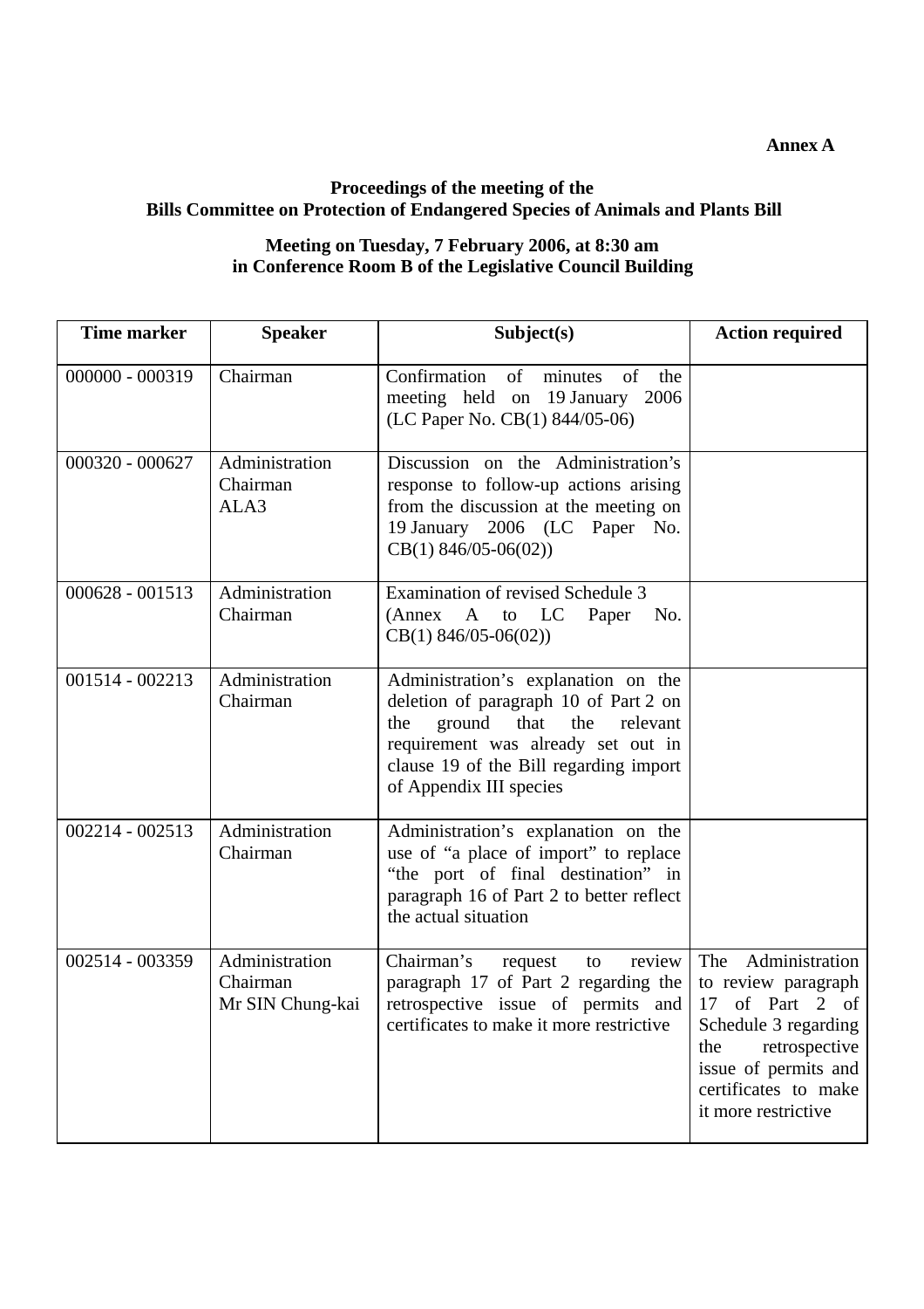**Annex A**

**Proceedings of the meeting of the**
**Bills Committee on Protection of Endangered Species of Animals and Plants Bill**

**Meeting on Tuesday, 7 February 2006, at 8:30 am**
**in Conference Room B of the Legislative Council Building**

| Time marker | Speaker | Subject(s) | Action required |
|---|---|---|---|
| 000000 - 000319 | Chairman | Confirmation of minutes of the meeting held on 19 January 2006 (LC Paper No. CB(1) 844/05-06) | |
| 000320 - 000627 | Administration<br>Chairman<br>ALA3 | Discussion on the Administration's response to follow-up actions arising from the discussion at the meeting on 19 January 2006 (LC Paper No. CB(1) 846/05-06(02)) | |
| 000628 - 001513 | Administration<br>Chairman | Examination of revised Schedule 3 (Annex A to LC Paper No. CB(1) 846/05-06(02)) | |
| 001514 - 002213 | Administration<br>Chairman | Administration's explanation on the deletion of paragraph 10 of Part 2 on the ground that the relevant requirement was already set out in clause 19 of the Bill regarding import of Appendix III species | |
| 002214 - 002513 | Administration<br>Chairman | Administration's explanation on the use of "a place of import" to replace "the port of final destination" in paragraph 16 of Part 2 to better reflect the actual situation | |
| 002514 - 003359 | Administration<br>Chairman<br>Mr SIN Chung-kai | Chairman's request to review paragraph 17 of Part 2 regarding the retrospective issue of permits and certificates to make it more restrictive | The Administration to review paragraph 17 of Part 2 of Schedule 3 regarding the retrospective issue of permits and certificates to make it more restrictive |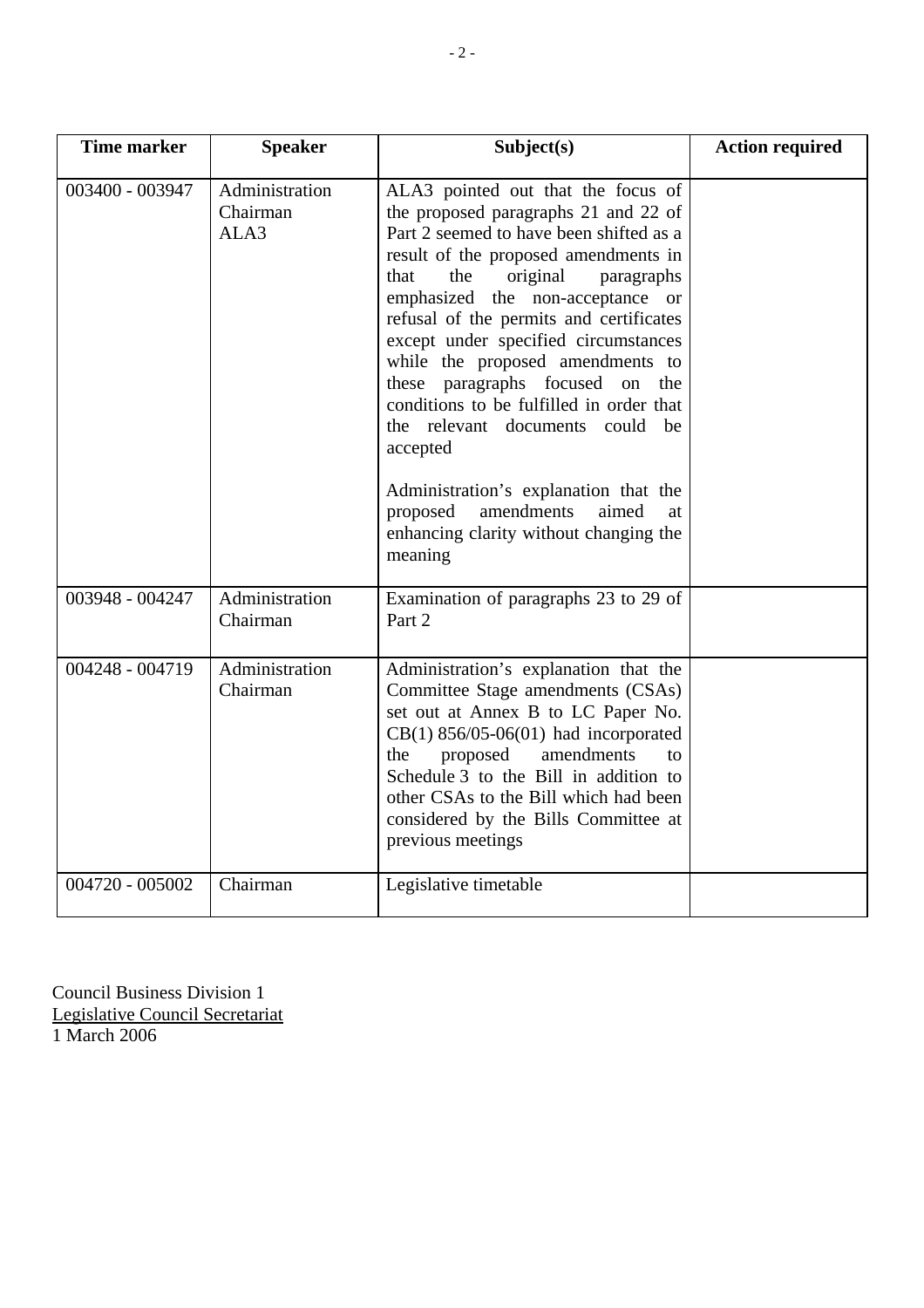| Time marker | Speaker | Subject(s) | Action required |
|---|---|---|---|
| 003400 - 003947 | Administration<br>Chairman<br>ALA3 | ALA3 pointed out that the focus of the proposed paragraphs 21 and 22 of Part 2 seemed to have been shifted as a result of the proposed amendments in that the original paragraphs emphasized the non-acceptance or refusal of the permits and certificates except under specified circumstances while the proposed amendments to these paragraphs focused on the conditions to be fulfilled in order that the relevant documents could be accepted<br><br>Administration's explanation that the proposed amendments aimed at enhancing clarity without changing the meaning | |
| 003948 - 004247 | Administration<br>Chairman | Examination of paragraphs 23 to 29 of Part 2 | |
| 004248 - 004719 | Administration<br>Chairman | Administration's explanation that the Committee Stage amendments (CSAs) set out at Annex B to LC Paper No. CB(1) 856/05-06(01) had incorporated the proposed amendments to Schedule 3 to the Bill in addition to other CSAs to the Bill which had been considered by the Bills Committee at previous meetings | |
| 004720 - 005002 | Chairman | Legislative timetable | |

Council Business Division 1
Legislative Council Secretariat
1 March 2006